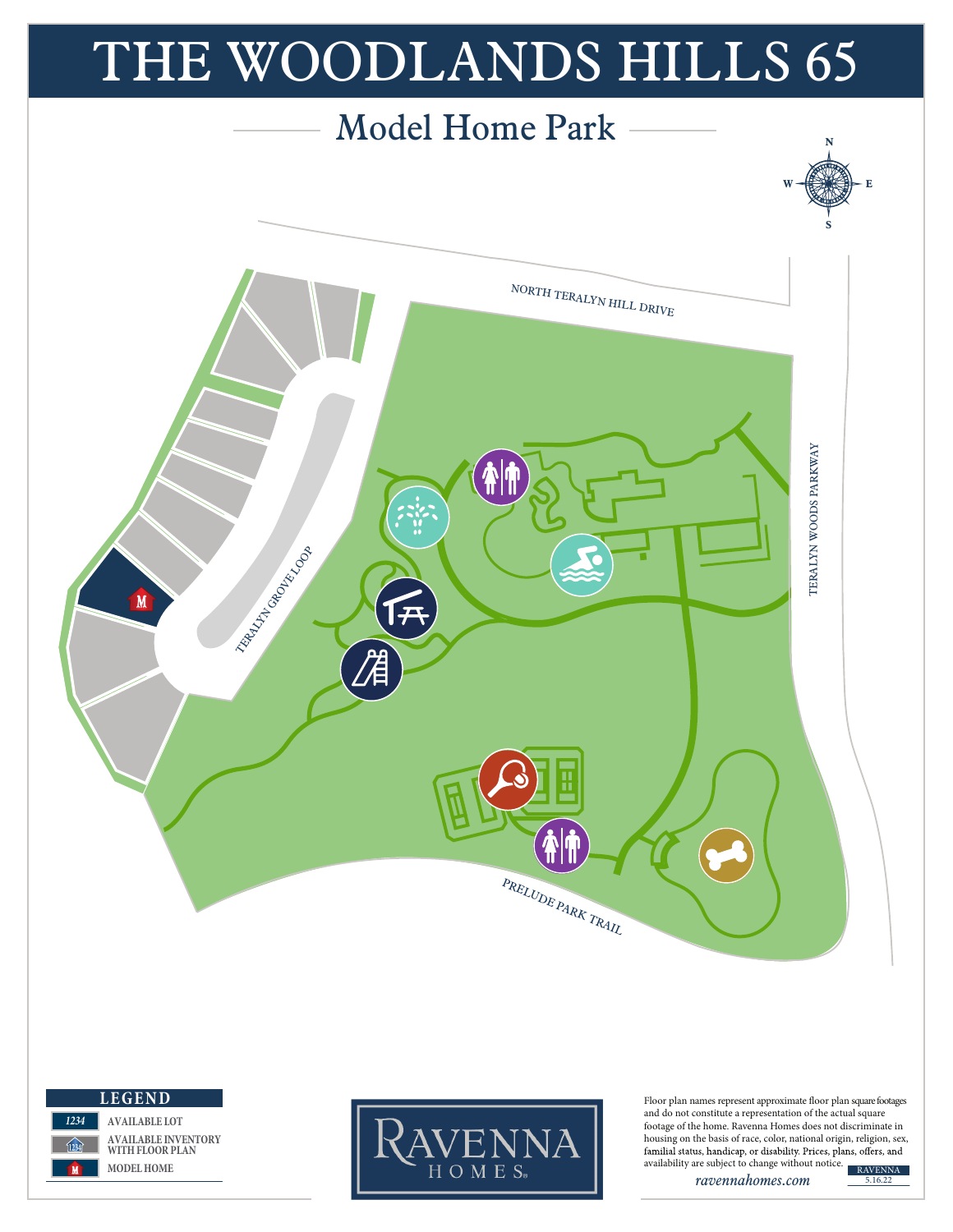# THE WOODLANDS HILLS 65

## Model Home Park

N
W E
S

NORTH TERALYN HILL DRIVE

TERALYN WOODS PARKWAY

TERALYN GROVE LOOP

PRELUDE PARK TRAIL

| LEGEND | |
|---|---|
| 1234 | AVAILABLE LOT |
| 1234 | AVAILABLE INVENTORY WITH FLOOR PLAN |
| M | MODEL HOME |

RAVENNA HOMES

Floor plan names represent approximate floor plan square footages and do not constitute a representation of the actual square footage of the home. Ravenna Homes does not discriminate in housing on the basis of race, color, national origin, religion, sex, familial status, handicap, or disability. Prices, plans, offers, and availability are subject to change without notice.

*ravennahomes.com*

RAVENNA 5.16.22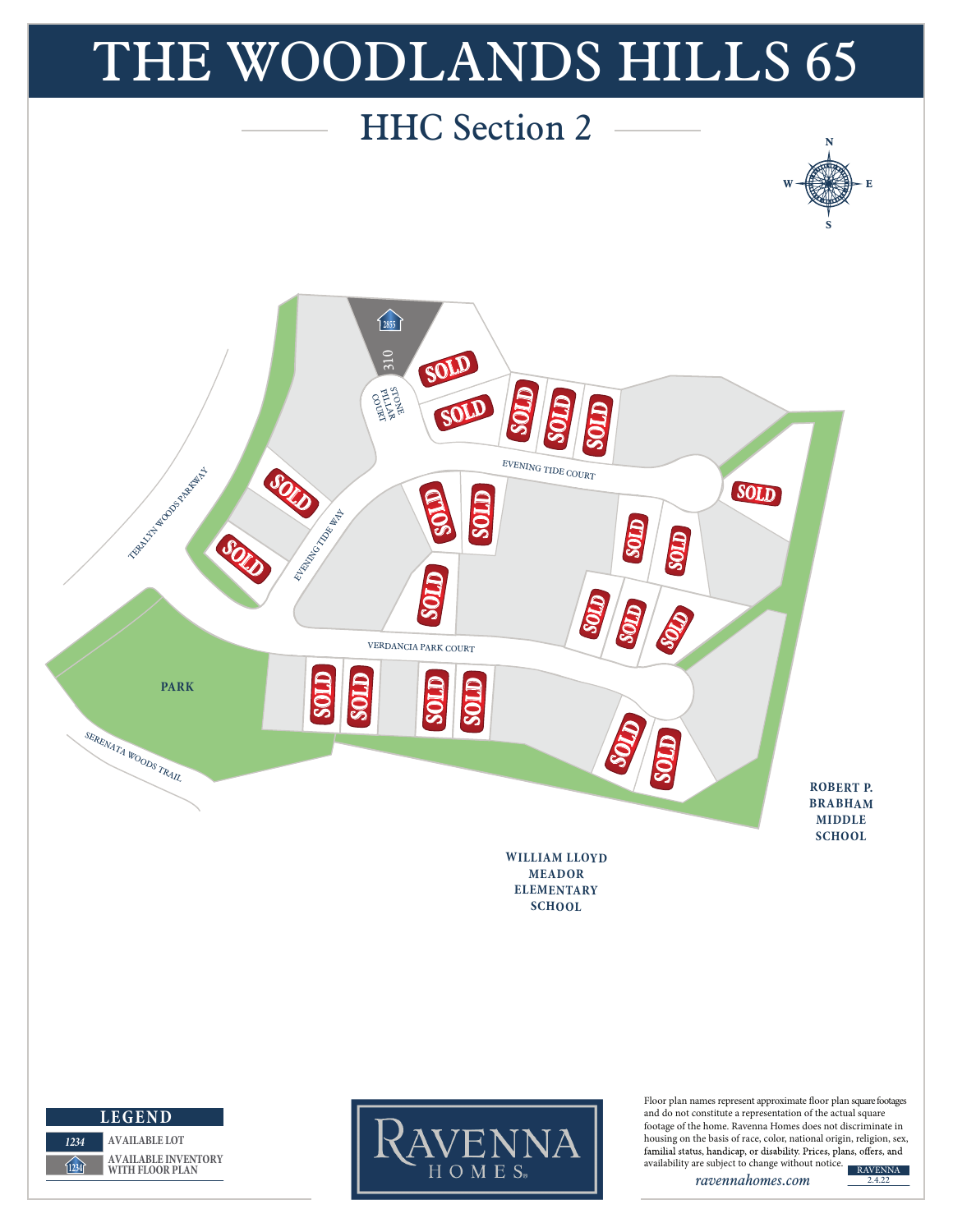# THE WOODLANDS HILLS 65

## HHC Section 2

N
W E
S

2855

310

STONE PILLAR COURT

EVENING TIDE COURT

EVENING TIDE WAY

TERALYN WOODS PARKWAY

VERDANCIA PARK COURT

PARK

SERENATA WOODS TRAIL

SOLD SOLD SOLD SOLD SOLD SOLD SOLD SOLD SOLD SOLD SOLD SOLD SOLD SOLD SOLD SOLD SOLD SOLD SOLD SOLD SOLD SOLD

ROBERT P. BRABHAM MIDDLE SCHOOL

WILLIAM LLOYD MEADOR ELEMENTARY SCHOOL

**LEGEND**

| | |
|---|---|
| *1234* | AVAILABLE LOT |
| 1234 | AVAILABLE INVENTORY WITH FLOOR PLAN |

RAVENNA HOMES®

Floor plan names represent approximate floor plan square footages and do not constitute a representation of the actual square footage of the home. Ravenna Homes does not discriminate in housing on the basis of race, color, national origin, religion, sex, familial status, handicap, or disability. Prices, plans, offers, and availability are subject to change without notice.

*ravennahomes.com*

RAVENNA 2.4.22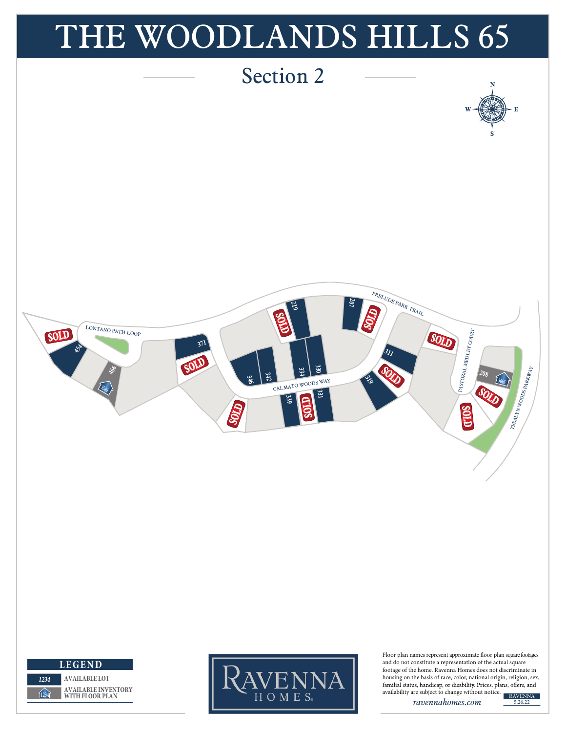# THE WOODLANDS HILLS 65

## Section 2

N
W E
S

LONTANO PATH LOOP

PRELUDE PARK TRAIL

CALMATO WOODS WAY

PASTORAL MEDLEY COURT

TERALYN WOODS PARKWAY

SOLD 454 466 3546 371 SOLD 219 SOLD 207 SOLD 346 342 334 330 SOLD 339 SOLD 331 319 SOLD 311 SOLD 208 3663 SOLD SOLD

| LEGEND | |
|---|---|
| 1234 | AVAILABLE LOT |
| 1234 | AVAILABLE INVENTORY WITH FLOOR PLAN |

RAVENNA HOMES®

Floor plan names represent approximate floor plan square footages and do not constitute a representation of the actual square footage of the home. Ravenna Homes does not discriminate in housing on the basis of race, color, national origin, religion, sex, familial status, handicap, or disability. Prices, plans, offers, and availability are subject to change without notice.

*ravennahomes.com*

RAVENNA
5.26.22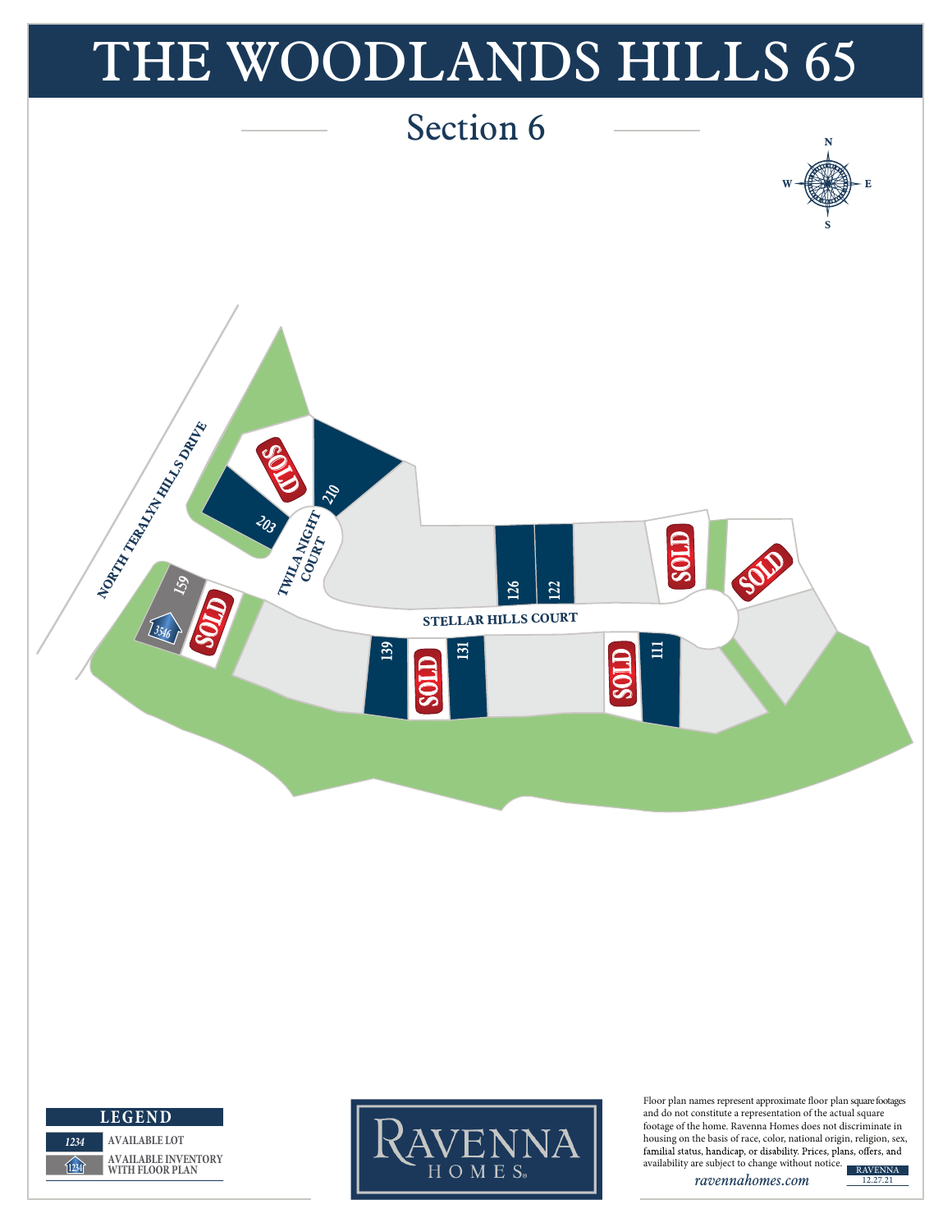# THE WOODLANDS HILLS 65

## Section 6

N
W E
S

NORTH TERALYN HILLS DRIVE

TWILA NIGHT COURT

STELLAR HILLS COURT

SOLD 203 210

126 122 SOLD SOLD

159 3546 SOLD

139 SOLD 131

SOLD 111

**LEGEND**

| | |
|---|---|
| *1234* | AVAILABLE LOT |
| 1234 | AVAILABLE INVENTORY WITH FLOOR PLAN |

RAVENNA HOMES®

Floor plan names represent approximate floor plan square footages and do not constitute a representation of the actual square footage of the home. Ravenna Homes does not discriminate in housing on the basis of race, color, national origin, religion, sex, familial status, handicap, or disability. Prices, plans, offers, and availability are subject to change without notice.

*ravennahomes.com*

RAVENNA 12.27.21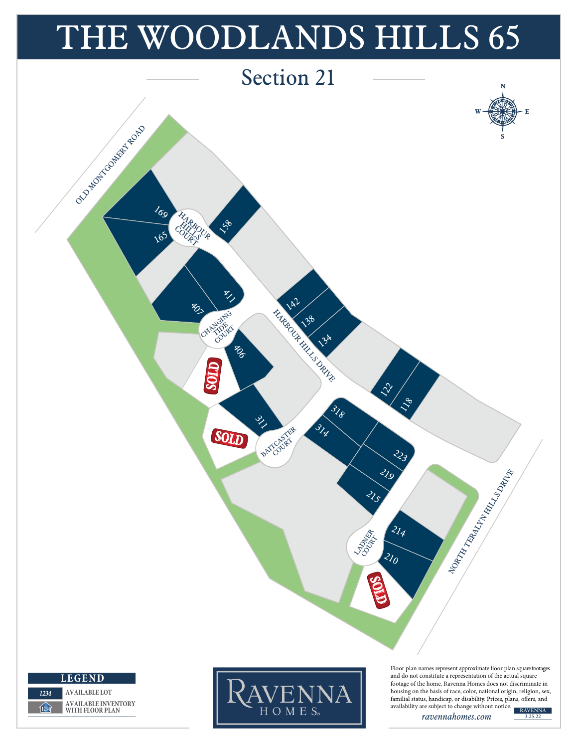# THE WOODLANDS HILLS 65

## Section 21

N
W E
S

OLD MONTGOMERY ROAD

HARBOUR HILLS COURT

169

165

158

411

407

CHANGING TIDE COURT

142

138

134

HARBOUR HILLS DRIVE

406

SOLD

311

SOLD

BAITCASTER COURT

318

314

122

118

223

219

215

LADNER COURT

214

210

SOLD

NORTH TERALYN HILLS DRIVE

**LEGEND**

1234 AVAILABLE LOT

1234 AVAILABLE INVENTORY WITH FLOOR PLAN

RAVENNA HOMES

Floor plan names represent approximate floor plan square footages and do not constitute a representation of the actual square footage of the home. Ravenna Homes does not discriminate in housing on the basis of race, color, national origin, religion, sex, familial status, handicap, or disability. Prices, plans, offers, and availability are subject to change without notice.

*ravennahomes.com*

RAVENNA 3.25.22